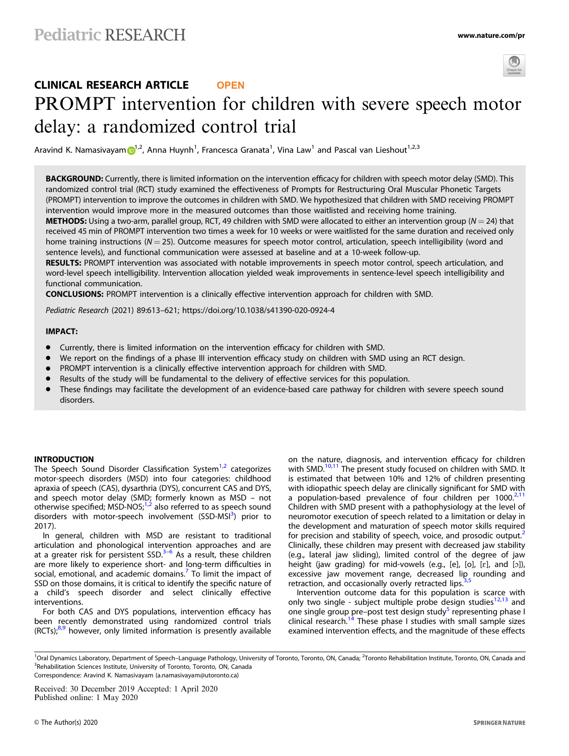CLINICAL RESEARCH ARTICLE **OPEN**

# PROMPT intervention for children with severe speech motor delay: a randomized control trial

Aravind K. Namasivayam[1,2], Anna Huynh[1], Francesca Granata[1], Vina Law[1] and Pascal van Lieshout[1,2,3]

**BACKGROUND:** Currently, there is limited information on the intervention efficacy for children with speech motor delay (SMD). This randomized control trial (RCT) study examined the effectiveness of Prompts for Restructuring Oral Muscular Phonetic Targets (PROMPT) intervention to improve the outcomes in children with SMD. We hypothesized that children with SMD receiving PROMPT intervention would improve more in the measured outcomes than those waitlisted and receiving home training.

**METHODS:** Using a two-arm, parallel group, RCT, 49 children with SMD were allocated to either an intervention group ($N = 24$) that received 45 min of PROMPT intervention two times a week for 10 weeks or were waitlisted for the same duration and received only home training instructions ($N = 25$). Outcome measures for speech motor control, articulation, speech intelligibility (word and sentence levels), and functional communication were assessed at baseline and at a 10-week follow-up.

**RESULTS:** PROMPT intervention was associated with notable improvements in speech motor control, speech articulation, and word-level speech intelligibility. Intervention allocation yielded weak improvements in sentence-level speech intelligibility and functional communication.

**CONCLUSIONS:** PROMPT intervention is a clinically effective intervention approach for children with SMD.

*Pediatric Research* (2021) 89:613–621; https://doi.org/10.1038/s41390-020-0924-4

**IMPACT:**

- Currently, there is limited information on the intervention efficacy for children with SMD.
- We report on the findings of a phase III intervention efficacy study on children with SMD using an RCT design.
- PROMPT intervention is a clinically effective intervention approach for children with SMD.
- Results of the study will be fundamental to the delivery of effective services for this population.
- These findings may facilitate the development of an evidence-based care pathway for children with severe speech sound disorders.

## INTRODUCTION

The Speech Sound Disorder Classification System[1,2] categorizes motor-speech disorders (MSD) into four categories: childhood apraxia of speech (CAS), dysarthria (DYS), concurrent CAS and DYS, and speech motor delay (SMD; formerly known as MSD – not otherwise specified; MSD-NOS;[1,2] also referred to as speech sound disorders with motor-speech involvement (SSD-MSI[3]) prior to 2017).

In general, children with MSD are resistant to traditional articulation and phonological intervention approaches and are at a greater risk for persistent SSD.[3–6] As a result, these children are more likely to experience short- and long-term difficulties in social, emotional, and academic domains.[7] To limit the impact of SSD on those domains, it is critical to identify the specific nature of a child's speech disorder and select clinically effective interventions.

For both CAS and DYS populations, intervention efficacy has been recently demonstrated using randomized control trials (RCTs);[8,9] however, only limited information is presently available on the nature, diagnosis, and intervention efficacy for children with SMD.[10,11] The present study focused on children with SMD. It is estimated that between 10% and 12% of children presenting with idiopathic speech delay are clinically significant for SMD with a population-based prevalence of four children per 1000.[2,11] Children with SMD present with a pathophysiology at the level of neuromotor execution of speech related to a limitation or delay in the development and maturation of speech motor skills required for precision and stability of speech, voice, and prosodic output.[2] Clinically, these children may present with decreased jaw stability (e.g., lateral jaw sliding), limited control of the degree of jaw height (jaw grading) for mid-vowels (e.g., [e], [o], [ɛ], and [ɔ]), excessive jaw movement range, decreased lip rounding and retraction, and occasionally overly retracted lips.[3,5]

Intervention outcome data for this population is scarce with only two single - subject multiple probe design studies[12,13] and one single group pre–post test design study[5] representing phase I clinical research.[14] These phase I studies with small sample sizes examined intervention effects, and the magnitude of these effects

[1]Oral Dynamics Laboratory, Department of Speech–Language Pathology, University of Toronto, Toronto, ON, Canada; [2]Toronto Rehabilitation Institute, Toronto, ON, Canada and [3]Rehabilitation Sciences Institute, University of Toronto, Toronto, ON, Canada
Correspondence: Aravind K. Namasivayam (a.namasivayam@utoronto.ca)

Received: 30 December 2019 Accepted: 1 April 2020
Published online: 1 May 2020

© The Author(s) 2020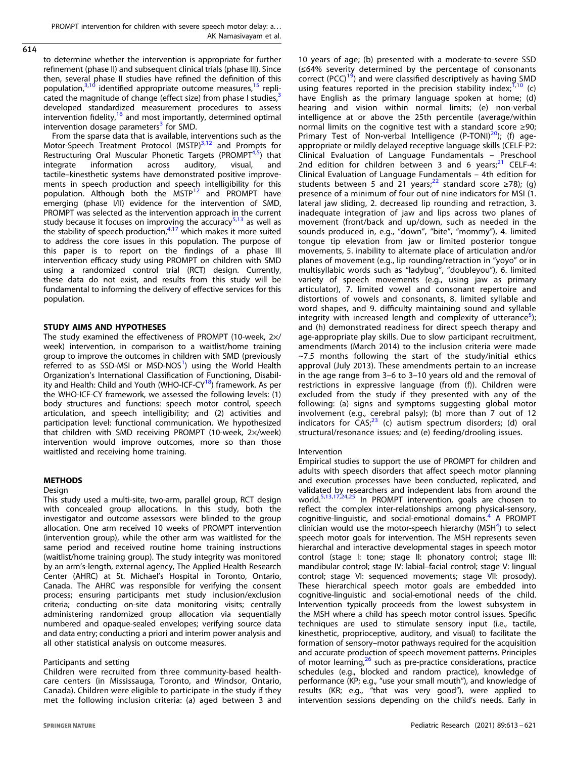to determine whether the intervention is appropriate for further refinement (phase II) and subsequent clinical trials (phase III). Since then, several phase II studies have refined the definition of this population,[3,10] identified appropriate outcome measures,[15] replicated the magnitude of change (effect size) from phase I studies,[3] developed standardized measurement procedures to assess intervention fidelity,[16] and most importantly, determined optimal intervention dosage parameters[3] for SMD.

From the sparse data that is available, interventions such as the Motor-Speech Treatment Protocol (MSTP)[3,12] and Prompts for Restructuring Oral Muscular Phonetic Targets (PROMPT[4,5]) that integrate information across auditory, visual, and tactile–kinesthetic systems have demonstrated positive improvements in speech production and speech intelligibility for this population. Although both the MSTP[12] and PROMPT have emerging (phase I/II) evidence for the intervention of SMD, PROMPT was selected as the intervention approach in the current study because it focuses on improving the accuracy[5,13] as well as the stability of speech production,[4,17] which makes it more suited to address the core issues in this population. The purpose of this paper is to report on the findings of a phase III intervention efficacy study using PROMPT on children with SMD using a randomized control trial (RCT) design. Currently, these data do not exist, and results from this study will be fundamental to informing the delivery of effective services for this population.

## STUDY AIMS AND HYPOTHESES

The study examined the effectiveness of PROMPT (10-week, 2×/week) intervention, in comparison to a waitlist/home training group to improve the outcomes in children with SMD (previously referred to as SSD-MSI or MSD-NOS[1]) using the World Health Organization's International Classification of Functioning, Disability and Health: Child and Youth (WHO-ICF-CY[18]) framework. As per the WHO-ICF-CY framework, we assessed the following levels: (1) body structures and functions: speech motor control, speech articulation, and speech intelligibility; and (2) activities and participation level: functional communication. We hypothesized that children with SMD receiving PROMPT (10-week, 2×/week) intervention would improve outcomes, more so than those waitlisted and receiving home training.

## METHODS

### Design

This study used a multi-site, two-arm, parallel group, RCT design with concealed group allocations. In this study, both the investigator and outcome assessors were blinded to the group allocation. One arm received 10 weeks of PROMPT intervention (intervention group), while the other arm was waitlisted for the same period and received routine home training instructions (waitlist/home training group). The study integrity was monitored by an arm's-length, external agency, The Applied Health Research Center (AHRC) at St. Michael's Hospital in Toronto, Ontario, Canada. The AHRC was responsible for verifying the consent process; ensuring participants met study inclusion/exclusion criteria; conducting on-site data monitoring visits; centrally administering randomized group allocation via sequentially numbered and opaque-sealed envelopes; verifying source data and data entry; conducting a priori and interim power analysis and all other statistical analysis on outcome measures.

### Participants and setting

Children were recruited from three community-based healthcare centers (in Mississauga, Toronto, and Windsor, Ontario, Canada). Children were eligible to participate in the study if they met the following inclusion criteria: (a) aged between 3 and 10 years of age; (b) presented with a moderate-to-severe SSD (≤64% severity determined by the percentage of consonants correct (PCC)[19]) and were classified descriptively as having SMD using features reported in the precision stability index;[1,10] (c) have English as the primary language spoken at home; (d) hearing and vision within normal limits; (e) non-verbal intelligence at or above the 25th percentile (average/within normal limits on the cognitive test with a standard score ≥90; Primary Test of Non-verbal Intelligence (P-TONI[20]); (f) age-appropriate or mildly delayed receptive language skills (CELF-P2: Clinical Evaluation of Language Fundamentals – Preschool 2nd edition for children between 3 and 6 years;[21] CELF-4: Clinical Evaluation of Language Fundamentals – 4th edition for students between 5 and 21 years;[22] standard score ≥78); (g) presence of a minimum of four out of nine indicators for MSI (1. lateral jaw sliding, 2. decreased lip rounding and retraction, 3. inadequate integration of jaw and lips across two planes of movement (front/back and up/down, such as needed in the sounds produced in, e.g., "down", "bite", "mommy"), 4. limited tongue tip elevation from jaw or limited posterior tongue movements, 5. inability to alternate place of articulation and/or planes of movement (e.g., lip rounding/retraction in "yoyo" or in multisyllabic words such as "ladybug", "doubleyou"), 6. limited variety of speech movements (e.g., using jaw as primary articulator), 7. limited vowel and consonant repertoire and distortions of vowels and consonants, 8. limited syllable and word shapes, and 9. difficulty maintaining sound and syllable integrity with increased length and complexity of utterance[5]); and (h) demonstrated readiness for direct speech therapy and age-appropriate play skills. Due to slow participant recruitment, amendments (March 2014) to the inclusion criteria were made ~7.5 months following the start of the study/initial ethics approval (July 2013). These amendments pertain to an increase in the age range from 3–6 to 3–10 years old and the removal of restrictions in expressive language (from (f)). Children were excluded from the study if they presented with any of the following: (a) signs and symptoms suggesting global motor involvement (e.g., cerebral palsy); (b) more than 7 out of 12 indicators for CAS;[23] (c) autism spectrum disorders; (d) oral structural/resonance issues; and (e) feeding/drooling issues.

### Intervention

Empirical studies to support the use of PROMPT for children and adults with speech disorders that affect speech motor planning and execution processes have been conducted, replicated, and validated by researchers and independent labs from around the world.[5,13,17,24,25] In PROMPT intervention, goals are chosen to reflect the complex inter-relationships among physical-sensory, cognitive-linguistic, and social-emotional domains.[4] A PROMPT clinician would use the motor-speech hierarchy (MSH[4]) to select speech motor goals for intervention. The MSH represents seven hierarchal and interactive developmental stages in speech motor control (stage I: tone; stage II: phonatory control; stage III: mandibular control; stage IV: labial–facial control; stage V: lingual control; stage VI: sequenced movements; stage VII: prosody). These hierarchical speech motor goals are embedded into cognitive-linguistic and social-emotional needs of the child. Intervention typically proceeds from the lowest subsystem in the MSH where a child has speech motor control issues. Specific techniques are used to stimulate sensory input (i.e., tactile, kinesthetic, proprioceptive, auditory, and visual) to facilitate the formation of sensory–motor pathways required for the acquisition and accurate production of speech movement patterns. Principles of motor learning,[26] such as pre-practice considerations, practice schedules (e.g., blocked and random practice), knowledge of performance (KP; e.g., "use your small mouth"), and knowledge of results (KR; e.g., "that was very good"), were applied to intervention sessions depending on the child's needs. Early in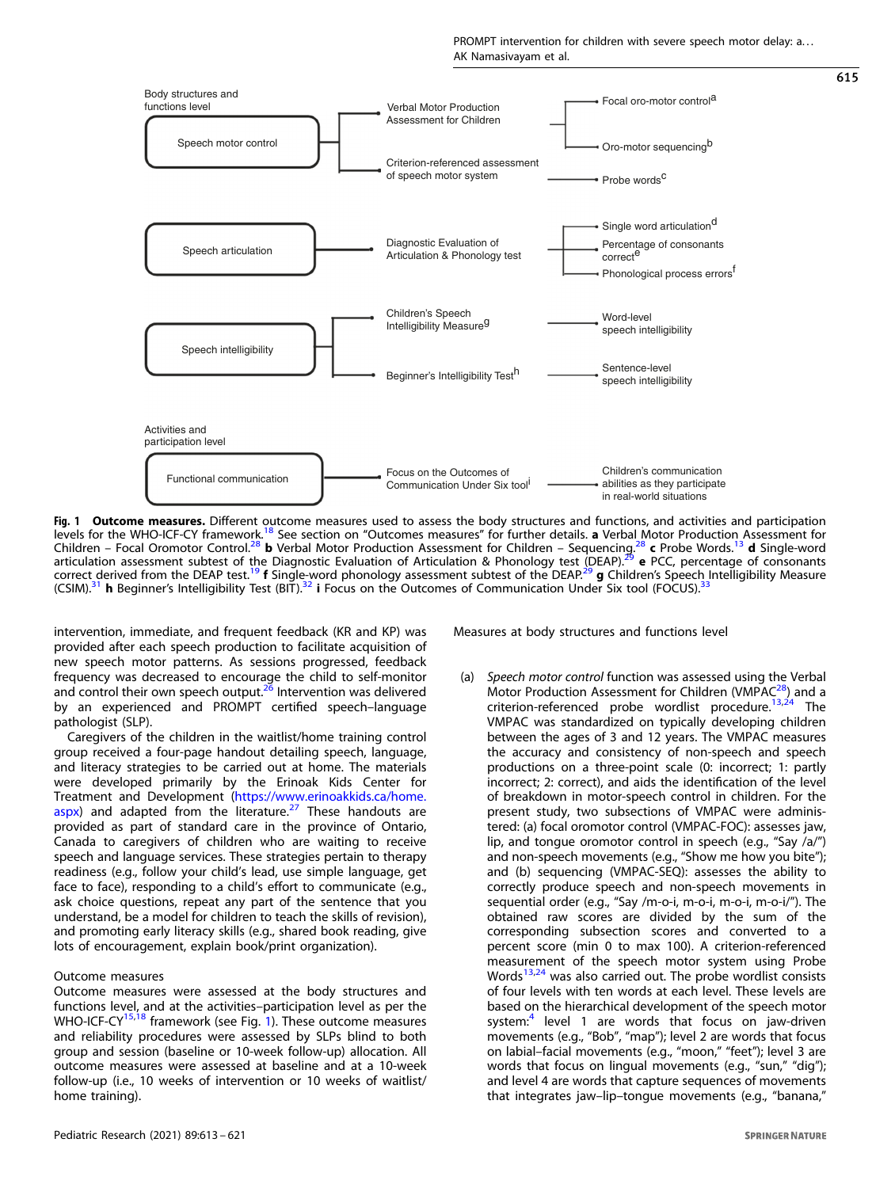Body structures and functions level

Speech motor control

- Verbal Motor Production Assessment for Children
  - Focal oro-motor control[a]
  - Oro-motor sequencing[b]
- Criterion-referenced assessment of speech motor system
  - Probe words[c]

Speech articulation

- Diagnostic Evaluation of Articulation & Phonology test
  - Single word articulation[d]
  - Percentage of consonants correct[e]
  - Phonological process errors[f]

Speech intelligibility

- Children's Speech Intelligibility Measure[g]
  - Word-level speech intelligibility
- Beginner's Intelligibility Test[h]
  - Sentence-level speech intelligibility

Activities and participation level

Functional communication

- Focus on the Outcomes of Communication Under Six tool[i]
  - Children's communication abilities as they participate in real-world situations

**Fig. 1 Outcome measures.** Different outcome measures used to assess the body structures and functions, and activities and participation levels for the WHO-ICF-CY framework.[18] See section on "Outcomes measures" for further details. **a** Verbal Motor Production Assessment for Children – Focal Oromotor Control.[28] **b** Verbal Motor Production Assessment for Children – Sequencing.[28] **c** Probe Words.[13] **d** Single-word articulation assessment subtest of the Diagnostic Evaluation of Articulation & Phonology test (DEAP).[29] **e** PCC, percentage of consonants correct derived from the DEAP test.[19] **f** Single-word phonology assessment subtest of the DEAP.[29] **g** Children's Speech Intelligibility Measure (CSIM).[31] **h** Beginner's Intelligibility Test (BIT).[32] **i** Focus on the Outcomes of Communication Under Six tool (FOCUS).[33]

intervention, immediate, and frequent feedback (KR and KP) was provided after each speech production to facilitate acquisition of new speech motor patterns. As sessions progressed, feedback frequency was decreased to encourage the child to self-monitor and control their own speech output.[26] Intervention was delivered by an experienced and PROMPT certified speech–language pathologist (SLP).

Caregivers of the children in the waitlist/home training control group received a four-page handout detailing speech, language, and literacy strategies to be carried out at home. The materials were developed primarily by the Erinoak Kids Center for Treatment and Development (https://www.erinoakkids.ca/home.aspx) and adapted from the literature.[27] These handouts are provided as part of standard care in the province of Ontario, Canada to caregivers of children who are waiting to receive speech and language services. These strategies pertain to therapy readiness (e.g., follow your child's lead, use simple language, get face to face), responding to a child's effort to communicate (e.g., ask choice questions, repeat any part of the sentence that you understand, be a model for children to teach the skills of revision), and promoting early literacy skills (e.g., shared book reading, give lots of encouragement, explain book/print organization).

## Outcome measures

Outcome measures were assessed at the body structures and functions level, and at the activities–participation level as per the WHO-ICF-CY[15,18] framework (see Fig. 1). These outcome measures and reliability procedures were assessed by SLPs blind to both group and session (baseline or 10-week follow-up) allocation. All outcome measures were assessed at baseline and at a 10-week follow-up (i.e., 10 weeks of intervention or 10 weeks of waitlist/home training).

### Measures at body structures and functions level

(a) *Speech motor control* function was assessed using the Verbal Motor Production Assessment for Children (VMPAC[28]) and a criterion-referenced probe wordlist procedure.[13,24] The VMPAC was standardized on typically developing children between the ages of 3 and 12 years. The VMPAC measures the accuracy and consistency of non-speech and speech productions on a three-point scale (0: incorrect; 1: partly incorrect; 2: correct), and aids the identification of the level of breakdown in motor-speech control in children. For the present study, two subsections of VMPAC were administered: (a) focal oromotor control (VMPAC-FOC): assesses jaw, lip, and tongue oromotor control in speech (e.g., "Say /a/") and non-speech movements (e.g., "Show me how you bite"); and (b) sequencing (VMPAC-SEQ): assesses the ability to correctly produce speech and non-speech movements in sequential order (e.g., "Say /m-o-i, m-o-i, m-o-i, m-o-i/"). The obtained raw scores are divided by the sum of the corresponding subsection scores and converted to a percent score (min 0 to max 100). A criterion-referenced measurement of the speech motor system using Probe Words[13,24] was also carried out. The probe wordlist consists of four levels with ten words at each level. These levels are based on the hierarchical development of the speech motor system:[4] level 1 are words that focus on jaw-driven movements (e.g., "Bob", "map"); level 2 are words that focus on labial–facial movements (e.g., "moon," "feet"); level 3 are words that focus on lingual movements (e.g., "sun," "dig"); and level 4 are words that capture sequences of movements that integrates jaw–lip–tongue movements (e.g., "banana,"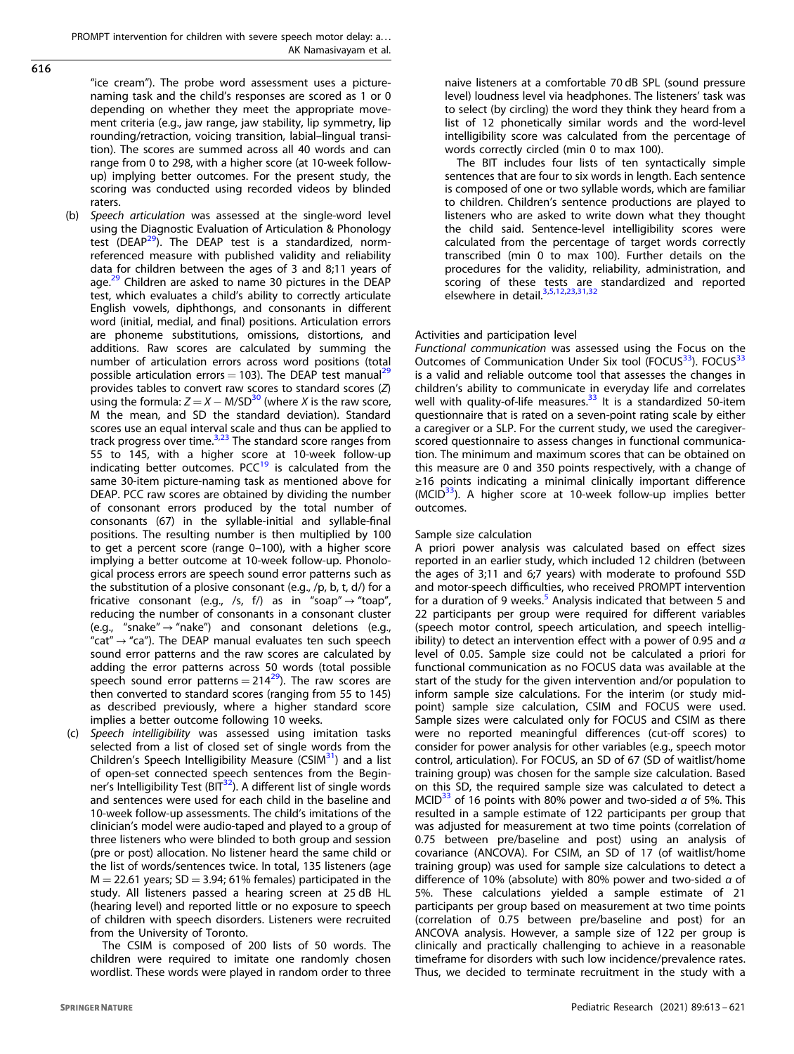"ice cream"). The probe word assessment uses a picture-naming task and the child's responses are scored as 1 or 0 depending on whether they meet the appropriate movement criteria (e.g., jaw range, jaw stability, lip symmetry, lip rounding/retraction, voicing transition, labial–lingual transition). The scores are summed across all 40 words and can range from 0 to 298, with a higher score (at 10-week follow-up) implying better outcomes. For the present study, the scoring was conducted using recorded videos by blinded raters.

(b) *Speech articulation* was assessed at the single-word level using the Diagnostic Evaluation of Articulation & Phonology test (DEAP[29]). The DEAP test is a standardized, norm-referenced measure with published validity and reliability data for children between the ages of 3 and 8;11 years of age.[29] Children are asked to name 30 pictures in the DEAP test, which evaluates a child's ability to correctly articulate English vowels, diphthongs, and consonants in different word (initial, medial, and final) positions. Articulation errors are phoneme substitutions, omissions, distortions, and additions. Raw scores are calculated by summing the number of articulation errors across word positions (total possible articulation errors = 103). The DEAP test manual[29] provides tables to convert raw scores to standard scores ($Z$) using the formula: $Z = X - M/SD$[30] (where $X$ is the raw score, M the mean, and SD the standard deviation). Standard scores use an equal interval scale and thus can be applied to track progress over time.[3,23] The standard score ranges from 55 to 145, with a higher score at 10-week follow-up indicating better outcomes. PCC[19] is calculated from the same 30-item picture-naming task as mentioned above for DEAP. PCC raw scores are obtained by dividing the number of consonant errors produced by the total number of consonants (67) in the syllable-initial and syllable-final positions. The resulting number is then multiplied by 100 to get a percent score (range 0–100), with a higher score implying a better outcome at 10-week follow-up. Phonological process errors are speech sound error patterns such as the substitution of a plosive consonant (e.g., /p, b, t, d/) for a fricative consonant (e.g., /s, f/) as in "soap" → "toap", reducing the number of consonants in a consonant cluster (e.g., "snake" → "nake") and consonant deletions (e.g., "cat" → "ca"). The DEAP manual evaluates ten such speech sound error patterns and the raw scores are calculated by adding the error patterns across 50 words (total possible speech sound error patterns = 214[29]). The raw scores are then converted to standard scores (ranging from 55 to 145) as described previously, where a higher standard score implies a better outcome following 10 weeks.

(c) *Speech intelligibility* was assessed using imitation tasks selected from a list of closed set of single words from the Children's Speech Intelligibility Measure (CSIM[31]) and a list of open-set connected speech sentences from the Beginner's Intelligibility Test (BIT[32]). A different list of single words and sentences were used for each child in the baseline and 10-week follow-up assessments. The child's imitations of the clinician's model were audio-taped and played to a group of three listeners who were blinded to both group and session (pre or post) allocation. No listener heard the same child or the list of words/sentences twice. In total, 135 listeners (age M = 22.61 years; SD = 3.94; 61% females) participated in the study. All listeners passed a hearing screen at 25 dB HL (hearing level) and reported little or no exposure to speech of children with speech disorders. Listeners were recruited from the University of Toronto.

The CSIM is composed of 200 lists of 50 words. The children were required to imitate one randomly chosen wordlist. These words were played in random order to three naive listeners at a comfortable 70 dB SPL (sound pressure level) loudness level via headphones. The listeners' task was to select (by circling) the word they think they heard from a list of 12 phonetically similar words and the word-level intelligibility score was calculated from the percentage of words correctly circled (min 0 to max 100).

The BIT includes four lists of ten syntactically simple sentences that are four to six words in length. Each sentence is composed of one or two syllable words, which are familiar to children. Children's sentence productions are played to listeners who are asked to write down what they thought the child said. Sentence-level intelligibility scores were calculated from the percentage of target words correctly transcribed (min 0 to max 100). Further details on the procedures for the validity, reliability, administration, and scoring of these tests are standardized and reported elsewhere in detail.[3,5,12,23,31,32]

### Activities and participation level

*Functional communication* was assessed using the Focus on the Outcomes of Communication Under Six tool (FOCUS[33]). FOCUS[33] is a valid and reliable outcome tool that assesses the changes in children's ability to communicate in everyday life and correlates well with quality-of-life measures.[33] It is a standardized 50-item questionnaire that is rated on a seven-point rating scale by either a caregiver or a SLP. For the current study, we used the caregiver-scored questionnaire to assess changes in functional communication. The minimum and maximum scores that can be obtained on this measure are 0 and 350 points respectively, with a change of ≥16 points indicating a minimal clinically important difference (MCID[33]). A higher score at 10-week follow-up implies better outcomes.

### Sample size calculation

A priori power analysis was calculated based on effect sizes reported in an earlier study, which included 12 children (between the ages of 3;11 and 6;7 years) with moderate to profound SSD and motor-speech difficulties, who received PROMPT intervention for a duration of 9 weeks.[5] Analysis indicated that between 5 and 22 participants per group were required for different variables (speech motor control, speech articulation, and speech intelligibility) to detect an intervention effect with a power of 0.95 and $\alpha$ level of 0.05. Sample size could not be calculated a priori for functional communication as no FOCUS data was available at the start of the study for the given intervention and/or population to inform sample size calculations. For the interim (or study mid-point) sample size calculation, CSIM and FOCUS were used. Sample sizes were calculated only for FOCUS and CSIM as there were no reported meaningful differences (cut-off scores) to consider for power analysis for other variables (e.g., speech motor control, articulation). For FOCUS, an SD of 67 (SD of waitlist/home training group) was chosen for the sample size calculation. Based on this SD, the required sample size was calculated to detect a MCID[33] of 16 points with 80% power and two-sided $\alpha$ of 5%. This resulted in a sample estimate of 122 participants per group that was adjusted for measurement at two time points (correlation of 0.75 between pre/baseline and post) using an analysis of covariance (ANCOVA). For CSIM, an SD of 17 (of waitlist/home training group) was used for sample size calculations to detect a difference of 10% (absolute) with 80% power and two-sided $\alpha$ of 5%. These calculations yielded a sample estimate of 21 participants per group based on measurement at two time points (correlation of 0.75 between pre/baseline and post) for an ANCOVA analysis. However, a sample size of 122 per group is clinically and practically challenging to achieve in a reasonable timeframe for disorders with such low incidence/prevalence rates. Thus, we decided to terminate recruitment in the study with a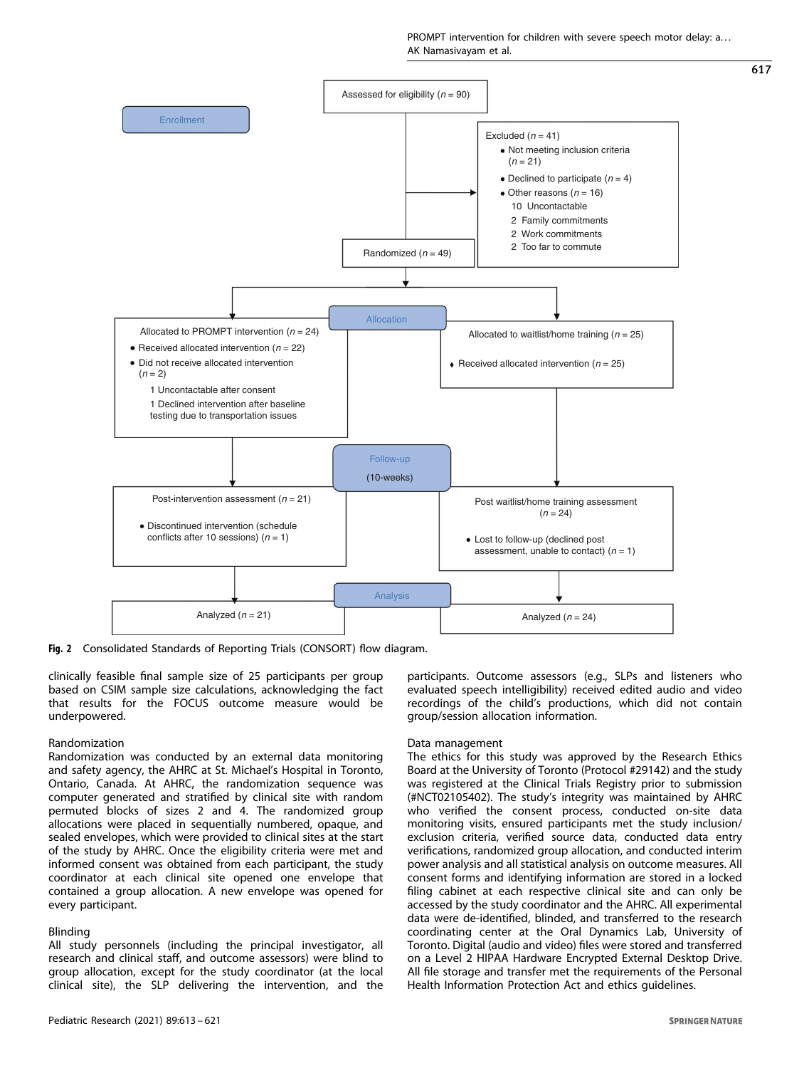Enrollment

Assessed for eligibility ($n = 90$)

Excluded ($n = 41$)
- Not meeting inclusion criteria ($n = 21$)
- Declined to participate ($n = 4$)
- Other reasons ($n = 16$)
  - 10 Uncontactable
  - 2 Family commitments
  - 2 Work commitments
  - 2 Too far to commute

Randomized ($n = 49$)

Allocation

Allocated to PROMPT intervention ($n = 24$)
- Received allocated intervention ($n = 22$)
- Did not receive allocated intervention ($n = 2$)
  - 1 Uncontactable after consent
  - 1 Declined intervention after baseline testing due to transportation issues

Allocated to waitlist/home training ($n = 25$)
- Received allocated intervention ($n = 25$)

Follow-up (10-weeks)

Post-intervention assessment ($n = 21$)
- Discontinued intervention (schedule conflicts after 10 sessions) ($n = 1$)

Post waitlist/home training assessment ($n = 24$)
- Lost to follow-up (declined post assessment, unable to contact) ($n = 1$)

Analysis

Analyzed ($n = 21$)

Analyzed ($n = 24$)

**Fig. 2** Consolidated Standards of Reporting Trials (CONSORT) flow diagram.

clinically feasible final sample size of 25 participants per group based on CSIM sample size calculations, acknowledging the fact that results for the FOCUS outcome measure would be underpowered.

Randomization

Randomization was conducted by an external data monitoring and safety agency, the AHRC at St. Michael's Hospital in Toronto, Ontario, Canada. At AHRC, the randomization sequence was computer generated and stratified by clinical site with random permuted blocks of sizes 2 and 4. The randomized group allocations were placed in sequentially numbered, opaque, and sealed envelopes, which were provided to clinical sites at the start of the study by AHRC. Once the eligibility criteria were met and informed consent was obtained from each participant, the study coordinator at each clinical site opened one envelope that contained a group allocation. A new envelope was opened for every participant.

Blinding

All study personnels (including the principal investigator, all research and clinical staff, and outcome assessors) were blind to group allocation, except for the study coordinator (at the local clinical site), the SLP delivering the intervention, and the participants. Outcome assessors (e.g., SLPs and listeners who evaluated speech intelligibility) received edited audio and video recordings of the child's productions, which did not contain group/session allocation information.

Data management

The ethics for this study was approved by the Research Ethics Board at the University of Toronto (Protocol #29142) and the study was registered at the Clinical Trials Registry prior to submission (#NCT02105402). The study's integrity was maintained by AHRC who verified the consent process, conducted on-site data monitoring visits, ensured participants met the study inclusion/exclusion criteria, verified source data, conducted data entry verifications, randomized group allocation, and conducted interim power analysis and all statistical analysis on outcome measures. All consent forms and identifying information are stored in a locked filing cabinet at each respective clinical site and can only be accessed by the study coordinator and the AHRC. All experimental data were de-identified, blinded, and transferred to the research coordinating center at the Oral Dynamics Lab, University of Toronto. Digital (audio and video) files were stored and transferred on a Level 2 HIPAA Hardware Encrypted External Desktop Drive. All file storage and transfer met the requirements of the Personal Health Information Protection Act and ethics guidelines.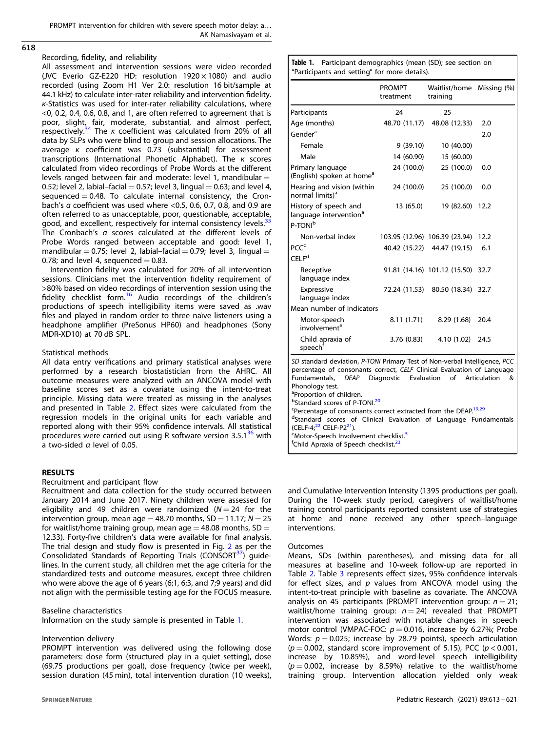Recording, fidelity, and reliability

All assessment and intervention sessions were video recorded (JVC Everio GZ-E220 HD: resolution 1920 × 1080) and audio recorded (using Zoom H1 Ver 2.0: resolution 16 bit/sample at 44.1 kHz) to calculate inter-rater reliability and intervention fidelity. κ-Statistics was used for inter-rater reliability calculations, where <0, 0.2, 0.4, 0.6, 0.8, and 1, are often referred to as agreement that is poor, slight, fair, moderate, substantial, and almost perfect, respectively.[34] The κ coefficient was calculated from 20% of all data by SLPs who were blind to group and session allocations. The average κ coefficient was 0.73 (substantial) for assessment transcriptions (International Phonetic Alphabet). The κ scores calculated from video recordings of Probe Words at the different levels ranged between fair and moderate: level 1, mandibular = 0.52; level 2, labial–facial = 0.57; level 3, lingual = 0.63; and level 4, sequenced = 0.48. To calculate internal consistency, the Cronbach's α coefficient was used where <0.5, 0.6, 0.7, 0.8, and 0.9 are often referred to as unacceptable, poor, questionable, acceptable, good, and excellent, respectively for internal consistency levels.[35] The Cronbach's α scores calculated at the different levels of Probe Words ranged between acceptable and good: level 1, mandibular = 0.75; level 2, labial–facial = 0.79; level 3, lingual = 0.78; and level 4, sequenced = 0.83.

Intervention fidelity was calculated for 20% of all intervention sessions. Clinicians met the intervention fidelity requirement of >80% based on video recordings of intervention session using the fidelity checklist form.[16] Audio recordings of the children's productions of speech intelligibility items were saved as .wav files and played in random order to three naïve listeners using a headphone amplifier (PreSonus HP60) and headphones (Sony MDR-XD10) at 70 dB SPL.

Statistical methods

All data entry verifications and primary statistical analyses were performed by a research biostatistician from the AHRC. All outcome measures were analyzed with an ANCOVA model with baseline scores set as a covariate using the intent-to-treat principle. Missing data were treated as missing in the analyses and presented in Table 2. Effect sizes were calculated from the regression models in the original units for each variable and reported along with their 95% confidence intervals. All statistical procedures were carried out using R software version 3.5.1[36] with a two-sided α level of 0.05.

## RESULTS

Recruitment and participant flow

Recruitment and data collection for the study occurred between January 2014 and June 2017. Ninety children were assessed for eligibility and 49 children were randomized (N = 24 for the intervention group, mean age = 48.70 months, SD = 11.17; N = 25 for waitlist/home training group, mean age = 48.08 months, SD = 12.33). Forty-five children's data were available for final analysis. The trial design and study flow is presented in Fig. 2 as per the Consolidated Standards of Reporting Trials (CONSORT[37]) guidelines. In the current study, all children met the age criteria for the standardized tests and outcome measures, except three children who were above the age of 6 years (6;1, 6;3, and 7;9 years) and did not align with the permissible testing age for the FOCUS measure.

Baseline characteristics

Information on the study sample is presented in Table 1.

**Table 1.** Participant demographics (mean (SD); see section on "Participants and setting" for more details).

| | PROMPT treatment | Waitlist/home training | Missing (%) |
|---|---|---|---|
| Participants | 24 | 25 | |
| Age (months) | 48.70 (11.17) | 48.08 (12.33) | 2.0 |
| Gender[a] | | | 2.0 |
| Female | 9 (39.10) | 10 (40.00) | |
| Male | 14 (60.90) | 15 (60.00) | |
| Primary language (English) spoken at home[a] | 24 (100.0) | 25 (100.0) | 0.0 |
| Hearing and vision (within normal limits)[a] | 24 (100.0) | 25 (100.0) | 0.0 |
| History of speech and language intervention[a] | 13 (65.0) | 19 (82.60) | 12.2 |
| P-TONI[b] | | | |
| Non-verbal index | 103.95 (12.96) | 106.39 (23.94) | 12.2 |
| PCC[c] | 40.42 (15.22) | 44.47 (19.15) | 6.1 |
| CELF[d] | | | |
| Receptive language index | 91.81 (14.16) | 101.12 (15.50) | 32.7 |
| Expressive language index | 72.24 (11.53) | 80.50 (18.34) | 32.7 |
| Mean number of indicators | | | |
| Motor-speech involvement[e] | 8.11 (1.71) | 8.29 (1.68) | 20.4 |
| Child apraxia of speech[f] | 3.76 (0.83) | 4.10 (1.02) | 24.5 |

SD standard deviation, P-TONI Primary Test of Non-verbal Intelligence, PCC percentage of consonants correct, CELF Clinical Evaluation of Language Fundamentals, DEAP Diagnostic Evaluation of Articulation & Phonology test.
[a]Proportion of children.
[b]Standard scores of P-TONI.[20]
[c]Percentage of consonants correct extracted from the DEAP.[19,29]
[d]Standard scores of Clinical Evaluation of Language Fundamentals (CELF-4;[22] CELF-P2[21]).
[e]Motor-Speech Involvement checklist.[5]
[f]Child Apraxia of Speech checklist.[23]

Intervention delivery

PROMPT intervention was delivered using the following dose parameters: dose form (structured play in a quiet setting), dose (69.75 productions per goal), dose frequency (twice per week), session duration (45 min), total intervention duration (10 weeks), and Cumulative Intervention Intensity (1395 productions per goal). During the 10-week study period, caregivers of waitlist/home training control participants reported consistent use of strategies at home and none received any other speech–language interventions.

Outcomes

Means, SDs (within parentheses), and missing data for all measures at baseline and 10-week follow-up are reported in Table 2. Table 3 represents effect sizes, 95% confidence intervals for effect sizes, and p values from ANCOVA model using the intent-to-treat principle with baseline as covariate. The ANCOVA analysis on 45 participants (PROMPT intervention group: n = 21; waitlist/home training group: n = 24) revealed that PROMPT intervention was associated with notable changes in speech motor control (VMPAC-FOC: p = 0.016, increase by 6.27%; Probe Words: p = 0.025; increase by 28.79 points), speech articulation (p = 0.002, standard score improvement of 5.15), PCC (p < 0.001, increase by 10.85%), and word-level speech intelligibility (p = 0.002, increase by 8.59%) relative to the waitlist/home training group. Intervention allocation yielded only weak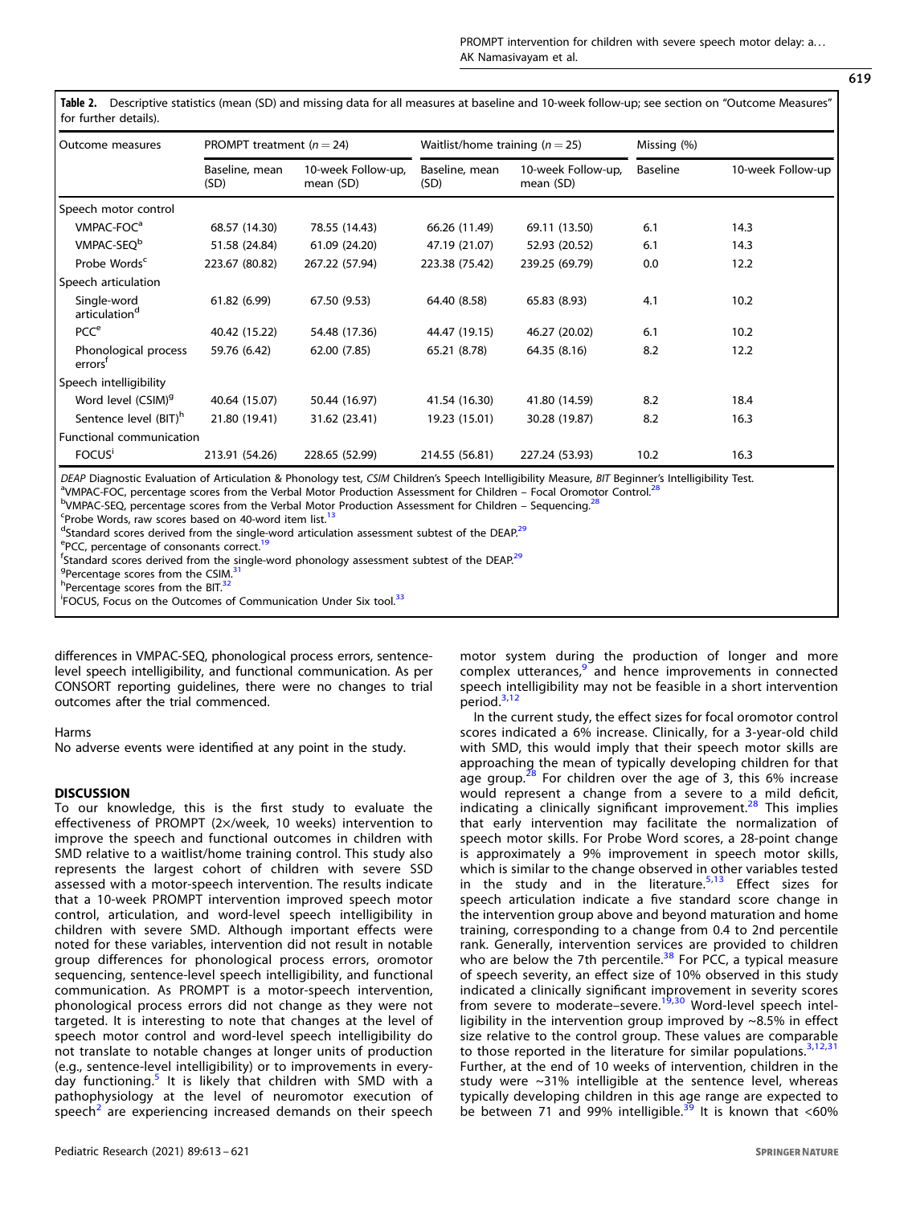Table 2. Descriptive statistics (mean (SD) and missing data for all measures at baseline and 10-week follow-up; see section on "Outcome Measures" for further details).

| Outcome measures | PROMPT treatment ($n = 24$) | | Waitlist/home training ($n = 25$) | | Missing (%) | |
|---|---|---|---|---|---|---|
| | Baseline, mean (SD) | 10-week Follow-up, mean (SD) | Baseline, mean (SD) | 10-week Follow-up, mean (SD) | Baseline | 10-week Follow-up |
| Speech motor control | | | | | | |
| VMPAC-FOC[a] | 68.57 (14.30) | 78.55 (14.43) | 66.26 (11.49) | 69.11 (13.50) | 6.1 | 14.3 |
| VMPAC-SEQ[b] | 51.58 (24.84) | 61.09 (24.20) | 47.19 (21.07) | 52.93 (20.52) | 6.1 | 14.3 |
| Probe Words[c] | 223.67 (80.82) | 267.22 (57.94) | 223.38 (75.42) | 239.25 (69.79) | 0.0 | 12.2 |
| Speech articulation | | | | | | |
| Single-word articulation[d] | 61.82 (6.99) | 67.50 (9.53) | 64.40 (8.58) | 65.83 (8.93) | 4.1 | 10.2 |
| PCC[e] | 40.42 (15.22) | 54.48 (17.36) | 44.47 (19.15) | 46.27 (20.02) | 6.1 | 10.2 |
| Phonological process errors[f] | 59.76 (6.42) | 62.00 (7.85) | 65.21 (8.78) | 64.35 (8.16) | 8.2 | 12.2 |
| Speech intelligibility | | | | | | |
| Word level (CSIM)[g] | 40.64 (15.07) | 50.44 (16.97) | 41.54 (16.30) | 41.80 (14.59) | 8.2 | 18.4 |
| Sentence level (BIT)[h] | 21.80 (19.41) | 31.62 (23.41) | 19.23 (15.01) | 30.28 (19.87) | 8.2 | 16.3 |
| Functional communication | | | | | | |
| FOCUS[i] | 213.91 (54.26) | 228.65 (52.99) | 214.55 (56.81) | 227.24 (53.93) | 10.2 | 16.3 |

*DEAP* Diagnostic Evaluation of Articulation & Phonology test, *CSIM* Children's Speech Intelligibility Measure, *BIT* Beginner's Intelligibility Test.
[a]VMPAC-FOC, percentage scores from the Verbal Motor Production Assessment for Children – Focal Oromotor Control.[28]
[b]VMPAC-SEQ, percentage scores from the Verbal Motor Production Assessment for Children – Sequencing.[28]
[c]Probe Words, raw scores based on 40-word item list.[13]
[d]Standard scores derived from the single-word articulation assessment subtest of the DEAP.[29]
[e]PCC, percentage of consonants correct.[19]
[f]Standard scores derived from the single-word phonology assessment subtest of the DEAP.[29]
[g]Percentage scores from the CSIM.[31]
[h]Percentage scores from the BIT.[32]
[i]FOCUS, Focus on the Outcomes of Communication Under Six tool.[33]

differences in VMPAC-SEQ, phonological process errors, sentence-level speech intelligibility, and functional communication. As per CONSORT reporting guidelines, there were no changes to trial outcomes after the trial commenced.

Harms

No adverse events were identified at any point in the study.

## DISCUSSION

To our knowledge, this is the first study to evaluate the effectiveness of PROMPT (2×/week, 10 weeks) intervention to improve the speech and functional outcomes in children with SMD relative to a waitlist/home training control. This study also represents the largest cohort of children with severe SSD assessed with a motor-speech intervention. The results indicate that a 10-week PROMPT intervention improved speech motor control, articulation, and word-level speech intelligibility in children with severe SMD. Although important effects were noted for these variables, intervention did not result in notable group differences for phonological process errors, oromotor sequencing, sentence-level speech intelligibility, and functional communication. As PROMPT is a motor-speech intervention, phonological process errors did not change as they were not targeted. It is interesting to note that changes at the level of speech motor control and word-level speech intelligibility do not translate to notable changes at longer units of production (e.g., sentence-level intelligibility) or to improvements in everyday functioning.[5] It is likely that children with SMD with a pathophysiology at the level of neuromotor execution of speech[2] are experiencing increased demands on their speech motor system during the production of longer and more complex utterances,[9] and hence improvements in connected speech intelligibility may not be feasible in a short intervention period.[3,12]

In the current study, the effect sizes for focal oromotor control scores indicated a 6% increase. Clinically, for a 3-year-old child with SMD, this would imply that their speech motor skills are approaching the mean of typically developing children for that age group.[28] For children over the age of 3, this 6% increase would represent a change from a severe to a mild deficit, indicating a clinically significant improvement.[28] This implies that early intervention may facilitate the normalization of speech motor skills. For Probe Word scores, a 28-point change is approximately a 9% improvement in speech motor skills, which is similar to the change observed in other variables tested in the study and in the literature.[5,13] Effect sizes for speech articulation indicate a five standard score change in the intervention group above and beyond maturation and home training, corresponding to a change from 0.4 to 2nd percentile rank. Generally, intervention services are provided to children who are below the 7th percentile.[38] For PCC, a typical measure of speech severity, an effect size of 10% observed in this study indicated a clinically significant improvement in severity scores from severe to moderate–severe.[19,30] Word-level speech intelligibility in the intervention group improved by ~8.5% in effect size relative to the control group. These values are comparable to those reported in the literature for similar populations.[3,12,31] Further, at the end of 10 weeks of intervention, children in the study were ~31% intelligible at the sentence level, whereas typically developing children in this age range are expected to be between 71 and 99% intelligible.[39] It is known that <60%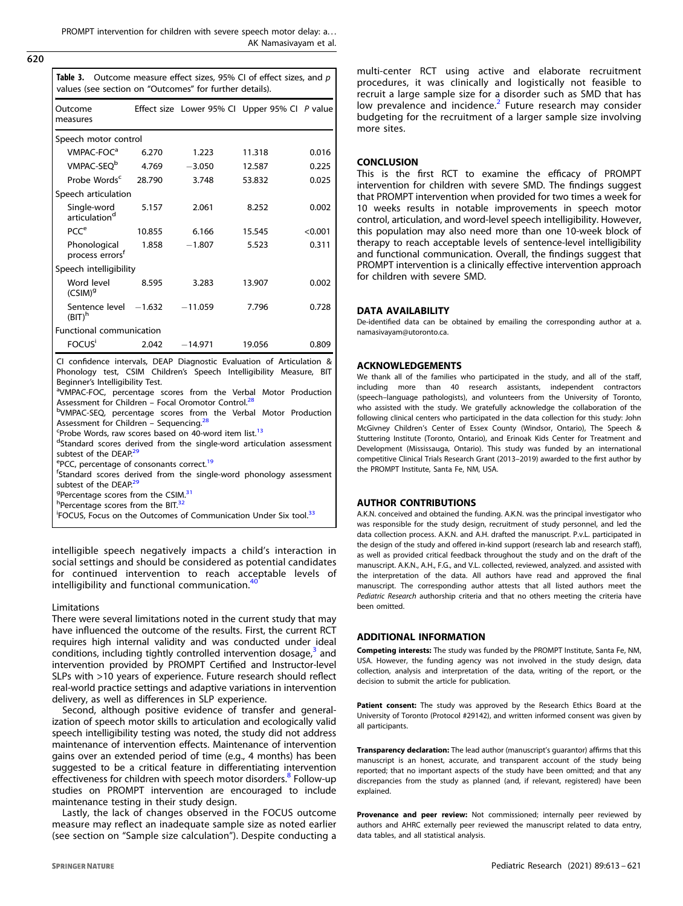**Table 3.** Outcome measure effect sizes, 95% CI of effect sizes, and *p* values (see section on "Outcomes" for further details).

| Outcome measures | Effect size | Lower 95% CI | Upper 95% CI | P value |
|---|---|---|---|---|
| Speech motor control | | | | |
| VMPAC-FOC[a] | 6.270 | 1.223 | 11.318 | 0.016 |
| VMPAC-SEQ[b] | 4.769 | −3.050 | 12.587 | 0.225 |
| Probe Words[c] | 28.790 | 3.748 | 53.832 | 0.025 |
| Speech articulation | | | | |
| Single-word articulation[d] | 5.157 | 2.061 | 8.252 | 0.002 |
| PCC[e] | 10.855 | 6.166 | 15.545 | <0.001 |
| Phonological process errors[f] | 1.858 | −1.807 | 5.523 | 0.311 |
| Speech intelligibility | | | | |
| Word level (CSIM)[g] | 8.595 | 3.283 | 13.907 | 0.002 |
| Sentence level (BIT)[h] | −1.632 | −11.059 | 7.796 | 0.728 |
| Functional communication | | | | |
| FOCUS[i] | 2.042 | −14.971 | 19.056 | 0.809 |

CI confidence intervals, DEAP Diagnostic Evaluation of Articulation & Phonology test, CSIM Children's Speech Intelligibility Measure, BIT Beginner's Intelligibility Test.

[a]VMPAC-FOC, percentage scores from the Verbal Motor Production Assessment for Children – Focal Oromotor Control.[28]

[b]VMPAC-SEQ, percentage scores from the Verbal Motor Production Assessment for Children – Sequencing.[28]

[c]Probe Words, raw scores based on 40-word item list.[13]

[d]Standard scores derived from the single-word articulation assessment subtest of the DEAP.[29]

[e]PCC, percentage of consonants correct.[19]

[f]Standard scores derived from the single-word phonology assessment subtest of the DEAP.[29]

[g]Percentage scores from the CSIM.[31]

[h]Percentage scores from the BIT.[32]

[i]FOCUS, Focus on the Outcomes of Communication Under Six tool.[33]

intelligible speech negatively impacts a child's interaction in social settings and should be considered as potential candidates for continued intervention to reach acceptable levels of intelligibility and functional communication.[40]

### Limitations

There were several limitations noted in the current study that may have influenced the outcome of the results. First, the current RCT requires high internal validity and was conducted under ideal conditions, including tightly controlled intervention dosage,[3] and intervention provided by PROMPT Certified and Instructor-level SLPs with >10 years of experience. Future research should reflect real-world practice settings and adaptive variations in intervention delivery, as well as differences in SLP experience.

Second, although positive evidence of transfer and generalization of speech motor skills to articulation and ecologically valid speech intelligibility testing was noted, the study did not address maintenance of intervention effects. Maintenance of intervention gains over an extended period of time (e.g., 4 months) has been suggested to be a critical feature in differentiating intervention effectiveness for children with speech motor disorders.[8] Follow-up studies on PROMPT intervention are encouraged to include maintenance testing in their study design.

Lastly, the lack of changes observed in the FOCUS outcome measure may reflect an inadequate sample size as noted earlier (see section on "Sample size calculation"). Despite conducting a multi-center RCT using active and elaborate recruitment procedures, it was clinically and logistically not feasible to recruit a large sample size for a disorder such as SMD that has low prevalence and incidence.[2] Future research may consider budgeting for the recruitment of a larger sample size involving more sites.

## CONCLUSION

This is the first RCT to examine the efficacy of PROMPT intervention for children with severe SMD. The findings suggest that PROMPT intervention when provided for two times a week for 10 weeks results in notable improvements in speech motor control, articulation, and word-level speech intelligibility. However, this population may also need more than one 10-week block of therapy to reach acceptable levels of sentence-level intelligibility and functional communication. Overall, the findings suggest that PROMPT intervention is a clinically effective intervention approach for children with severe SMD.

## DATA AVAILABILITY

De-identified data can be obtained by emailing the corresponding author at a.namasivayam@utoronto.ca.

## ACKNOWLEDGEMENTS

We thank all of the families who participated in the study, and all of the staff, including more than 40 research assistants, independent contractors (speech–language pathologists), and volunteers from the University of Toronto, who assisted with the study. We gratefully acknowledge the collaboration of the following clinical centers who participated in the data collection for this study: John McGivney Children's Center of Essex County (Windsor, Ontario), The Speech & Stuttering Institute (Toronto, Ontario), and Erinoak Kids Center for Treatment and Development (Mississauga, Ontario). This study was funded by an international competitive Clinical Trials Research Grant (2013–2019) awarded to the first author by the PROMPT Institute, Santa Fe, NM, USA.

## AUTHOR CONTRIBUTIONS

A.K.N. conceived and obtained the funding. A.K.N. was the principal investigator who was responsible for the study design, recruitment of study personnel, and led the data collection process. A.K.N. and A.H. drafted the manuscript. P.v.L. participated in the design of the study and offered in-kind support (research lab and research staff), as well as provided critical feedback throughout the study and on the draft of the manuscript. A.K.N., A.H., F.G., and V.L. collected, reviewed, analyzed. and assisted with the interpretation of the data. All authors have read and approved the final manuscript. The corresponding author attests that all listed authors meet the *Pediatric Research* authorship criteria and that no others meeting the criteria have been omitted.

## ADDITIONAL INFORMATION

**Competing interests:** The study was funded by the PROMPT Institute, Santa Fe, NM, USA. However, the funding agency was not involved in the study design, data collection, analysis and interpretation of the data, writing of the report, or the decision to submit the article for publication.

**Patient consent:** The study was approved by the Research Ethics Board at the University of Toronto (Protocol #29142), and written informed consent was given by all participants.

**Transparency declaration:** The lead author (manuscript's guarantor) affirms that this manuscript is an honest, accurate, and transparent account of the study being reported; that no important aspects of the study have been omitted; and that any discrepancies from the study as planned (and, if relevant, registered) have been explained.

**Provenance and peer review:** Not commissioned; internally peer reviewed by authors and AHRC externally peer reviewed the manuscript related to data entry, data tables, and all statistical analysis.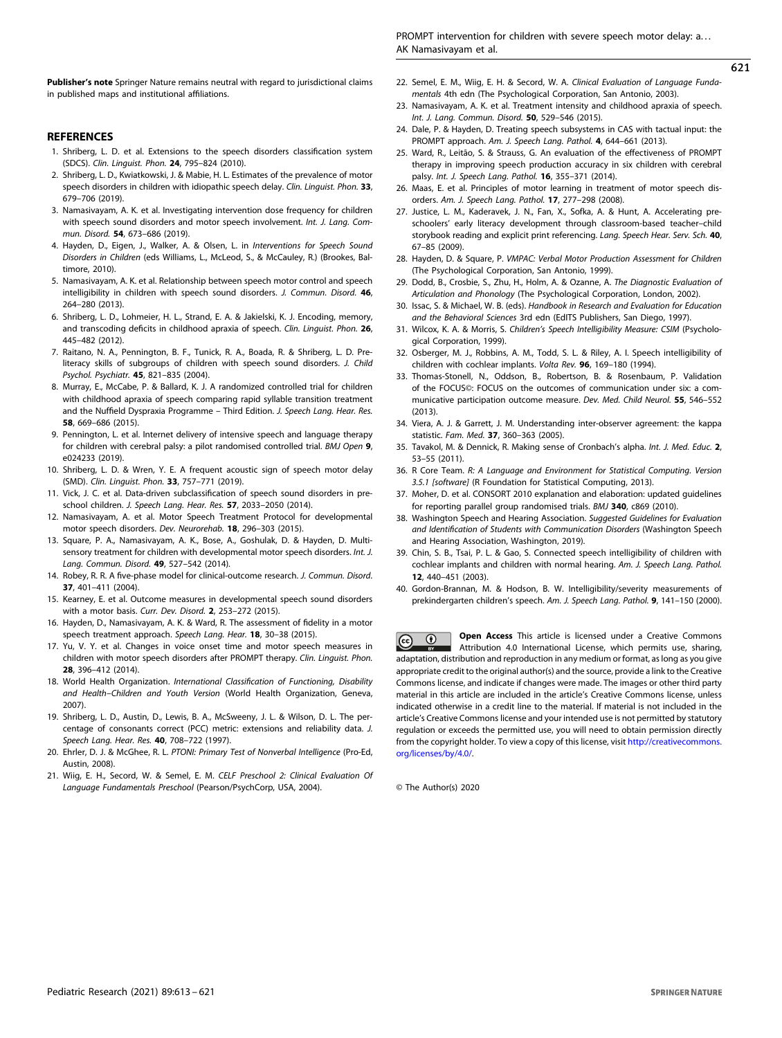**Publisher's note** Springer Nature remains neutral with regard to jurisdictional claims in published maps and institutional affiliations.

## REFERENCES

1. Shriberg, L. D. et al. Extensions to the speech disorders classification system (SDCS). *Clin. Linguist. Phon.* **24**, 795–824 (2010).
2. Shriberg, L. D., Kwiatkowski, J. & Mabie, H. L. Estimates of the prevalence of motor speech disorders in children with idiopathic speech delay. *Clin. Linguist. Phon.* **33**, 679–706 (2019).
3. Namasivayam, A. K. et al. Investigating intervention dose frequency for children with speech sound disorders and motor speech involvement. *Int. J. Lang. Commun. Disord.* **54**, 673–686 (2019).
4. Hayden, D., Eigen, J., Walker, A. & Olsen, L. in *Interventions for Speech Sound Disorders in Children* (eds Williams, L., McLeod, S., & McCauley, R.) (Brookes, Baltimore, 2010).
5. Namasivayam, A. K. et al. Relationship between speech motor control and speech intelligibility in children with speech sound disorders. *J. Commun. Disord.* **46**, 264–280 (2013).
6. Shriberg, L. D., Lohmeier, H. L., Strand, E. A. & Jakielski, K. J. Encoding, memory, and transcoding deficits in childhood apraxia of speech. *Clin. Linguist. Phon.* **26**, 445–482 (2012).
7. Raitano, N. A., Pennington, B. F., Tunick, R. A., Boada, R. & Shriberg, L. D. Pre-literacy skills of subgroups of children with speech sound disorders. *J. Child Psychol. Psychiatr.* **45**, 821–835 (2004).
8. Murray, E., McCabe, P. & Ballard, K. J. A randomized controlled trial for children with childhood apraxia of speech comparing rapid syllable transition treatment and the Nuffield Dyspraxia Programme – Third Edition. *J. Speech Lang. Hear. Res.* **58**, 669–686 (2015).
9. Pennington, L. et al. Internet delivery of intensive speech and language therapy for children with cerebral palsy: a pilot randomised controlled trial. *BMJ Open* **9**, e024233 (2019).
10. Shriberg, L. D. & Wren, Y. E. A frequent acoustic sign of speech motor delay (SMD). *Clin. Linguist. Phon.* **33**, 757–771 (2019).
11. Vick, J. C. et al. Data-driven subclassification of speech sound disorders in preschool children. *J. Speech Lang. Hear. Res.* **57**, 2033–2050 (2014).
12. Namasivayam, A. et al. Motor Speech Treatment Protocol for developmental motor speech disorders. *Dev. Neurorehab.* **18**, 296–303 (2015).
13. Square, P. A., Namasivayam, A. K., Bose, A., Goshulak, D. & Hayden, D. Multi-sensory treatment for children with developmental motor speech disorders. *Int. J. Lang. Commun. Disord.* **49**, 527–542 (2014).
14. Robey, R. R. A five-phase model for clinical-outcome research. *J. Commun. Disord.* **37**, 401–411 (2004).
15. Kearney, E. et al. Outcome measures in developmental speech sound disorders with a motor basis. *Curr. Dev. Disord.* **2**, 253–272 (2015).
16. Hayden, D., Namasivayam, A. K. & Ward, R. The assessment of fidelity in a motor speech treatment approach. *Speech Lang. Hear.* **18**, 30–38 (2015).
17. Yu, V. Y. et al. Changes in voice onset time and motor speech measures in children with motor speech disorders after PROMPT therapy. *Clin. Linguist. Phon.* **28**, 396–412 (2014).
18. World Health Organization. *International Classification of Functioning, Disability and Health–Children and Youth Version* (World Health Organization, Geneva, 2007).
19. Shriberg, L. D., Austin, D., Lewis, B. A., McSweeny, J. L. & Wilson, D. L. The percentage of consonants correct (PCC) metric: extensions and reliability data. *J. Speech Lang. Hear. Res.* **40**, 708–722 (1997).
20. Ehrler, D. J. & McGhee, R. L. *PTONI: Primary Test of Nonverbal Intelligence* (Pro-Ed, Austin, 2008).
21. Wiig, E. H., Secord, W. & Semel, E. M. *CELF Preschool 2: Clinical Evaluation Of Language Fundamentals Preschool* (Pearson/PsychCorp, USA, 2004).
22. Semel, E. M., Wiig, E. H. & Secord, W. A. *Clinical Evaluation of Language Fundamentals* 4th edn (The Psychological Corporation, San Antonio, 2003).
23. Namasivayam, A. K. et al. Treatment intensity and childhood apraxia of speech. *Int. J. Lang. Commun. Disord.* **50**, 529–546 (2015).
24. Dale, P. & Hayden, D. Treating speech subsystems in CAS with tactual input: the PROMPT approach. *Am. J. Speech Lang. Pathol.* **4**, 644–661 (2013).
25. Ward, R., Leitão, S. & Strauss, G. An evaluation of the effectiveness of PROMPT therapy in improving speech production accuracy in six children with cerebral palsy. *Int. J. Speech Lang. Pathol.* **16**, 355–371 (2014).
26. Maas, E. et al. Principles of motor learning in treatment of motor speech disorders. *Am. J. Speech Lang. Pathol.* **17**, 277–298 (2008).
27. Justice, L. M., Kaderavek, J. N., Fan, X., Sofka, A. & Hunt, A. Accelerating preschoolers' early literacy development through classroom-based teacher–child storybook reading and explicit print referencing. *Lang. Speech Hear. Serv. Sch.* **40**, 67–85 (2009).
28. Hayden, D. & Square, P. *VMPAC: Verbal Motor Production Assessment for Children* (The Psychological Corporation, San Antonio, 1999).
29. Dodd, B., Crosbie, S., Zhu, H., Holm, A. & Ozanne, A. *The Diagnostic Evaluation of Articulation and Phonology* (The Psychological Corporation, London, 2002).
30. Issac, S. & Michael, W. B. (eds). *Handbook in Research and Evaluation for Education and the Behavioral Sciences* 3rd edn (EdITS Publishers, San Diego, 1997).
31. Wilcox, K. A. & Morris, S. *Children's Speech Intelligibility Measure: CSIM* (Psychological Corporation, 1999).
32. Osberger, M. J., Robbins, A. M., Todd, S. L. & Riley, A. I. Speech intelligibility of children with cochlear implants. *Volta Rev.* **96**, 169–180 (1994).
33. Thomas-Stonell, N., Oddson, B., Robertson, B. & Rosenbaum, P. Validation of the FOCUS©: FOCUS on the outcomes of communication under six: a communicative participation outcome measure. *Dev. Med. Child Neurol.* **55**, 546–552 (2013).
34. Viera, A. J. & Garrett, J. M. Understanding inter-observer agreement: the kappa statistic. *Fam. Med.* **37**, 360–363 (2005).
35. Tavakol, M. & Dennick, R. Making sense of Cronbach's alpha. *Int. J. Med. Educ.* **2**, 53–55 (2011).
36. R Core Team. *R: A Language and Environment for Statistical Computing. Version 3.5.1 [software]* (R Foundation for Statistical Computing, 2013).
37. Moher, D. et al. CONSORT 2010 explanation and elaboration: updated guidelines for reporting parallel group randomised trials. *BMJ* **340**, c869 (2010).
38. Washington Speech and Hearing Association. *Suggested Guidelines for Evaluation and Identification of Students with Communication Disorders* (Washington Speech and Hearing Association, Washington, 2019).
39. Chin, S. B., Tsai, P. L. & Gao, S. Connected speech intelligibility of children with cochlear implants and children with normal hearing. *Am. J. Speech Lang. Pathol.* **12**, 440–451 (2003).
40. Gordon-Brannan, M. & Hodson, B. W. Intelligibility/severity measurements of prekindergarten children's speech. *Am. J. Speech Lang. Pathol.* **9**, 141–150 (2000).

**Open Access** This article is licensed under a Creative Commons Attribution 4.0 International License, which permits use, sharing, adaptation, distribution and reproduction in any medium or format, as long as you give appropriate credit to the original author(s) and the source, provide a link to the Creative Commons license, and indicate if changes were made. The images or other third party material in this article are included in the article's Creative Commons license, unless indicated otherwise in a credit line to the material. If material is not included in the article's Creative Commons license and your intended use is not permitted by statutory regulation or exceeds the permitted use, you will need to obtain permission directly from the copyright holder. To view a copy of this license, visit http://creativecommons.org/licenses/by/4.0/.

© The Author(s) 2020